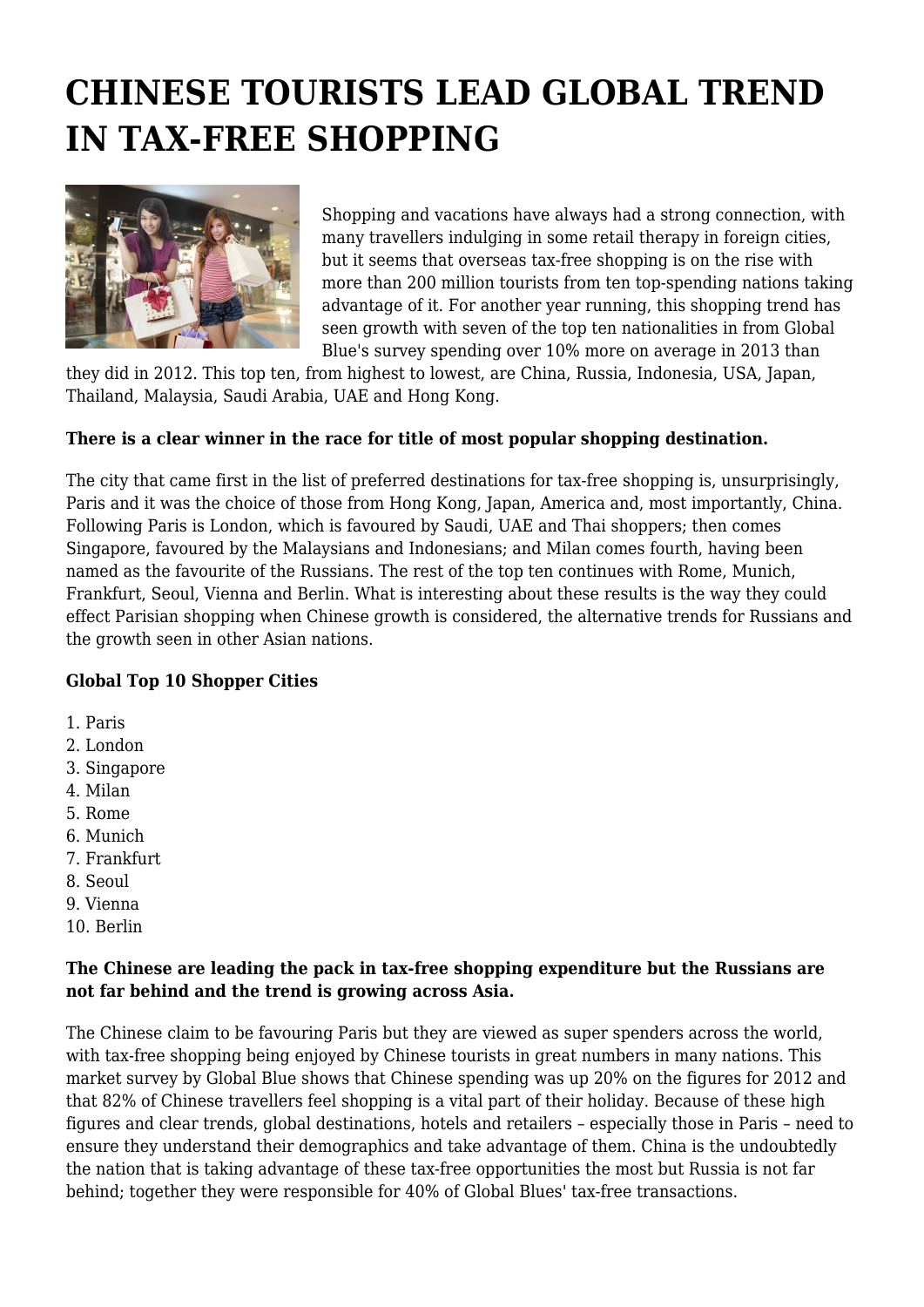# CHINESE TOURISTS LEAD GLOBAL TREND IN TAX-FREE SHOPPING

Shopping and vacations have always had a strong connection, with many travellers indulging in some retail therapy in foreign cities, but it seems that overseas tax-free shopping is on the rise with more than 200 million tourists from ten top-spending nations taking advantage of it. For another year running, this shopping trend has seen growth with seven of the top ten nationalities in from Global Blue's survey spending over 10% more on average in 2013 than they did in 2012. This top ten, from highest to lowest, are China, Russia, Indonesia, USA, Japan, Thailand, Malaysia, Saudi Arabia, UAE and Hong Kong.

**There is a clear winner in the race for title of most popular shopping destination.**

The city that came first in the list of preferred destinations for tax-free shopping is, unsurprisingly, Paris and it was the choice of those from Hong Kong, Japan, America and, most importantly, China. Following Paris is London, which is favoured by Saudi, UAE and Thai shoppers; then comes Singapore, favoured by the Malaysians and Indonesians; and Milan comes fourth, having been named as the favourite of the Russians. The rest of the top ten continues with Rome, Munich, Frankfurt, Seoul, Vienna and Berlin. What is interesting about these results is the way they could effect Parisian shopping when Chinese growth is considered, the alternative trends for Russians and the growth seen in other Asian nations.

**Global Top 10 Shopper Cities**

1. Paris
2. London
3. Singapore
4. Milan
5. Rome
6. Munich
7. Frankfurt
8. Seoul
9. Vienna
10. Berlin

**The Chinese are leading the pack in tax-free shopping expenditure but the Russians are not far behind and the trend is growing across Asia.**

The Chinese claim to be favouring Paris but they are viewed as super spenders across the world, with tax-free shopping being enjoyed by Chinese tourists in great numbers in many nations. This market survey by Global Blue shows that Chinese spending was up 20% on the figures for 2012 and that 82% of Chinese travellers feel shopping is a vital part of their holiday. Because of these high figures and clear trends, global destinations, hotels and retailers – especially those in Paris – need to ensure they understand their demographics and take advantage of them. China is the undoubtedly the nation that is taking advantage of these tax-free opportunities the most but Russia is not far behind; together they were responsible for 40% of Global Blues' tax-free transactions.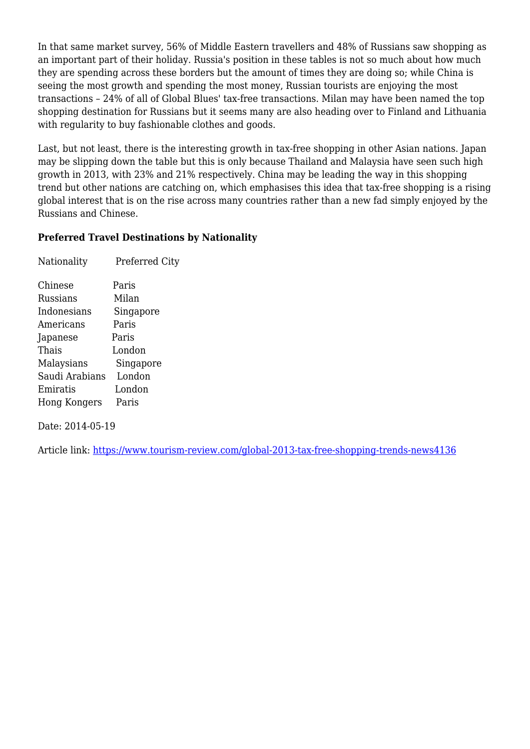In that same market survey, 56% of Middle Eastern travellers and 48% of Russians saw shopping as an important part of their holiday. Russia's position in these tables is not so much about how much they are spending across these borders but the amount of times they are doing so; while China is seeing the most growth and spending the most money, Russian tourists are enjoying the most transactions – 24% of all of Global Blues' tax-free transactions. Milan may have been named the top shopping destination for Russians but it seems many are also heading over to Finland and Lithuania with regularity to buy fashionable clothes and goods.

Last, but not least, there is the interesting growth in tax-free shopping in other Asian nations. Japan may be slipping down the table but this is only because Thailand and Malaysia have seen such high growth in 2013, with 23% and 21% respectively. China may be leading the way in this shopping trend but other nations are catching on, which emphasises this idea that tax-free shopping is a rising global interest that is on the rise across many countries rather than a new fad simply enjoyed by the Russians and Chinese.

**Preferred Travel Destinations by Nationality**

| Nationality | Preferred City |
|---|---|
| Chinese | Paris |
| Russians | Milan |
| Indonesians | Singapore |
| Americans | Paris |
| Japanese | Paris |
| Thais | London |
| Malaysians | Singapore |
| Saudi Arabians | London |
| Emiratis | London |
| Hong Kongers | Paris |

Date: 2014-05-19

Article link: https://www.tourism-review.com/global-2013-tax-free-shopping-trends-news4136